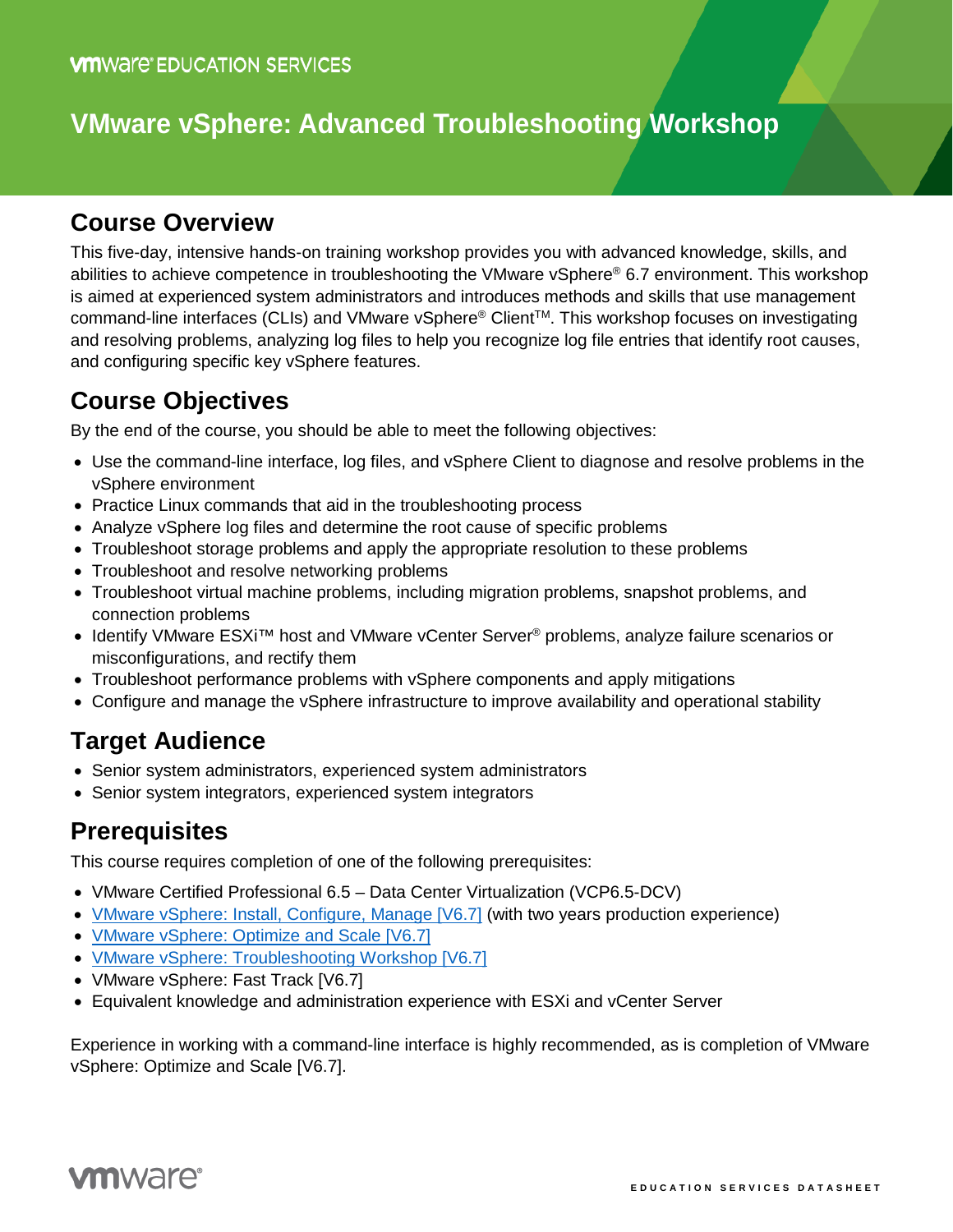VMware EDUCATION SERVICES

# VMware vSphere: Advanced Troubleshooting Workshop

## Course Overview

This five-day, intensive hands-on training workshop provides you with advanced knowledge, skills, and abilities to achieve competence in troubleshooting the VMware vSphere® 6.7 environment. This workshop is aimed at experienced system administrators and introduces methods and skills that use management command-line interfaces (CLIs) and VMware vSphere® Client™. This workshop focuses on investigating and resolving problems, analyzing log files to help you recognize log file entries that identify root causes, and configuring specific key vSphere features.

## Course Objectives

By the end of the course, you should be able to meet the following objectives:

- Use the command-line interface, log files, and vSphere Client to diagnose and resolve problems in the vSphere environment
- Practice Linux commands that aid in the troubleshooting process
- Analyze vSphere log files and determine the root cause of specific problems
- Troubleshoot storage problems and apply the appropriate resolution to these problems
- Troubleshoot and resolve networking problems
- Troubleshoot virtual machine problems, including migration problems, snapshot problems, and connection problems
- Identify VMware ESXi™ host and VMware vCenter Server® problems, analyze failure scenarios or misconfigurations, and rectify them
- Troubleshoot performance problems with vSphere components and apply mitigations
- Configure and manage the vSphere infrastructure to improve availability and operational stability

## Target Audience

- Senior system administrators, experienced system administrators
- Senior system integrators, experienced system integrators

## Prerequisites

This course requires completion of one of the following prerequisites:

- VMware Certified Professional 6.5 – Data Center Virtualization (VCP6.5-DCV)
- VMware vSphere: Install, Configure, Manage [V6.7] (with two years production experience)
- VMware vSphere: Optimize and Scale [V6.7]
- VMware vSphere: Troubleshooting Workshop [V6.7]
- VMware vSphere: Fast Track [V6.7]
- Equivalent knowledge and administration experience with ESXi and vCenter Server

Experience in working with a command-line interface is highly recommended, as is completion of VMware vSphere: Optimize and Scale [V6.7].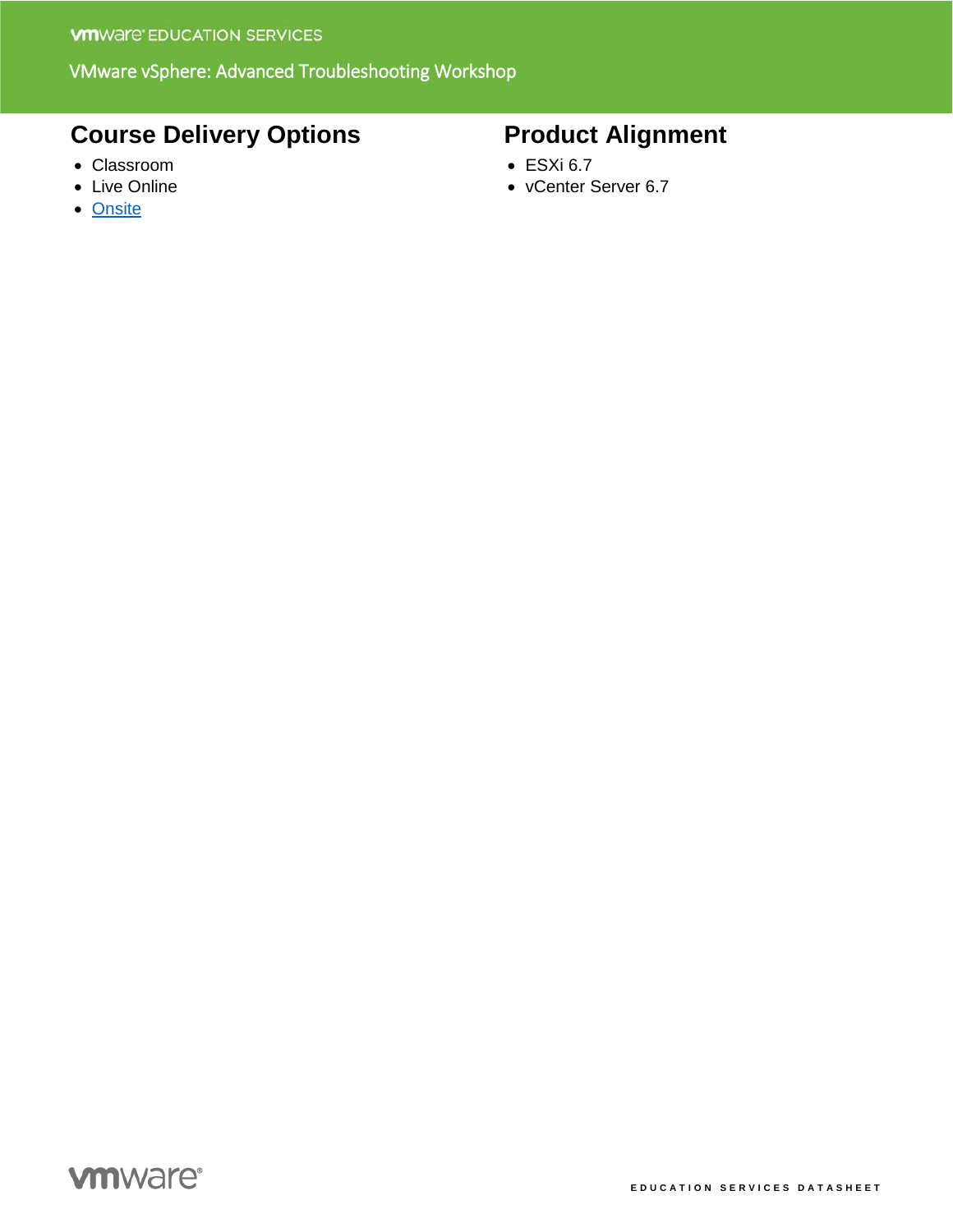## Course Delivery Options

- Classroom
- Live Online
- Onsite

## Product Alignment

- ESXi 6.7
- vCenter Server 6.7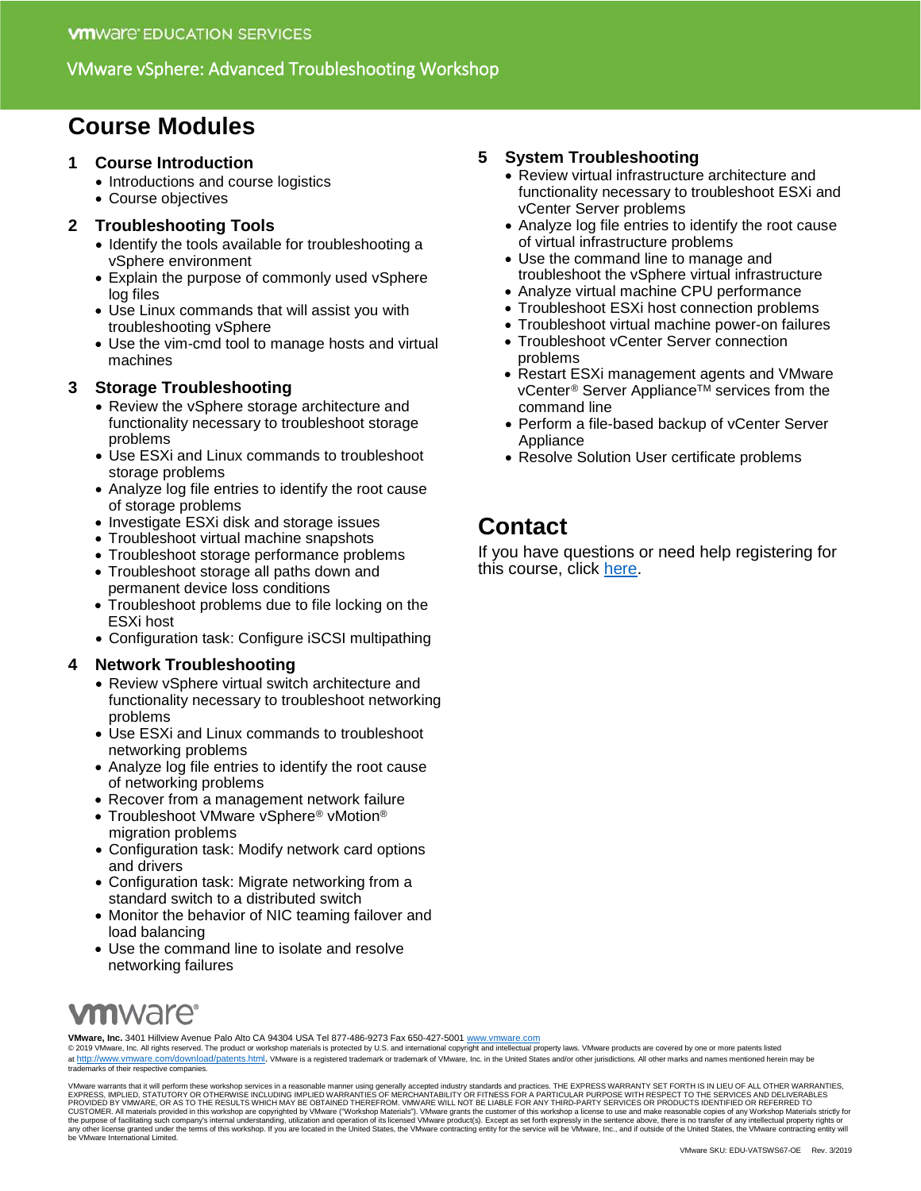## Course Modules

### 1 Course Introduction

- Introductions and course logistics
- Course objectives

### 2 Troubleshooting Tools

- Identify the tools available for troubleshooting a vSphere environment
- Explain the purpose of commonly used vSphere log files
- Use Linux commands that will assist you with troubleshooting vSphere
- Use the vim-cmd tool to manage hosts and virtual machines

### 3 Storage Troubleshooting

- Review the vSphere storage architecture and functionality necessary to troubleshoot storage problems
- Use ESXi and Linux commands to troubleshoot storage problems
- Analyze log file entries to identify the root cause of storage problems
- Investigate ESXi disk and storage issues
- Troubleshoot virtual machine snapshots
- Troubleshoot storage performance problems
- Troubleshoot storage all paths down and permanent device loss conditions
- Troubleshoot problems due to file locking on the ESXi host
- Configuration task: Configure iSCSI multipathing

### 4 Network Troubleshooting

- Review vSphere virtual switch architecture and functionality necessary to troubleshoot networking problems
- Use ESXi and Linux commands to troubleshoot networking problems
- Analyze log file entries to identify the root cause of networking problems
- Recover from a management network failure
- Troubleshoot VMware vSphere® vMotion® migration problems
- Configuration task: Modify network card options and drivers
- Configuration task: Migrate networking from a standard switch to a distributed switch
- Monitor the behavior of NIC teaming failover and load balancing
- Use the command line to isolate and resolve networking failures

### 5 System Troubleshooting

- Review virtual infrastructure architecture and functionality necessary to troubleshoot ESXi and vCenter Server problems
- Analyze log file entries to identify the root cause of virtual infrastructure problems
- Use the command line to manage and troubleshoot the vSphere virtual infrastructure
- Analyze virtual machine CPU performance
- Troubleshoot ESXi host connection problems
- Troubleshoot virtual machine power-on failures
- Troubleshoot vCenter Server connection problems
- Restart ESXi management agents and VMware vCenter® Server Appliance™ services from the command line
- Perform a file-based backup of vCenter Server Appliance
- Resolve Solution User certificate problems

## Contact

If you have questions or need help registering for this course, click here.

**VMware, Inc.** 3401 Hillview Avenue Palo Alto CA 94304 USA Tel 877-486-9273 Fax 650-427-5001 www.vmware.com
© 2019 VMware, Inc. All rights reserved. The product or workshop materials is protected by U.S. and international copyright and intellectual property laws. VMware products are covered by one or more patents listed at http://www.vmware.com/download/patents.html. VMware is a registered trademark or trademark of VMware, Inc. in the United States and/or other jurisdictions. All other marks and names mentioned herein may be trademarks of their respective companies.

VMware warrants that it will perform these workshop services in a reasonable manner using generally accepted industry standards and practices. THE EXPRESS WARRANTY SET FORTH IS IN LIEU OF ALL OTHER WARRANTIES, EXPRESS, IMPLIED, STATUTORY OR OTHERWISE INCLUDING IMPLIED WARRANTIES OF MERCHANTABILITY OR FITNESS FOR A PARTICULAR PURPOSE WITH RESPECT TO THE SERVICES AND DELIVERABLES PROVIDED BY VMWARE, OR AS TO THE RESULTS WHICH MAY BE OBTAINED THEREFROM. VMWARE WILL NOT BE LIABLE FOR ANY THIRD-PARTY SERVICES OR PRODUCTS IDENTIFIED OR REFERRED TO CUSTOMER. All materials provided in this workshop are copyrighted by VMware ("Workshop Materials"). VMware grants the customer of this workshop a license to use and make reasonable copies of any Workshop Materials strictly for the purpose of facilitating such company's internal understanding, utilization and operation of its licensed VMware product(s). Except as set forth expressly in the sentence above, there is no transfer of any intellectual property rights or any other license granted under the terms of this workshop. If you are located in the United States, the VMware contracting entity for the service will be VMware, Inc., and if outside of the United States, the VMware contracting entity will be VMware International Limited.

VMware SKU: EDU-VATSWS67-OE Rev. 3/2019